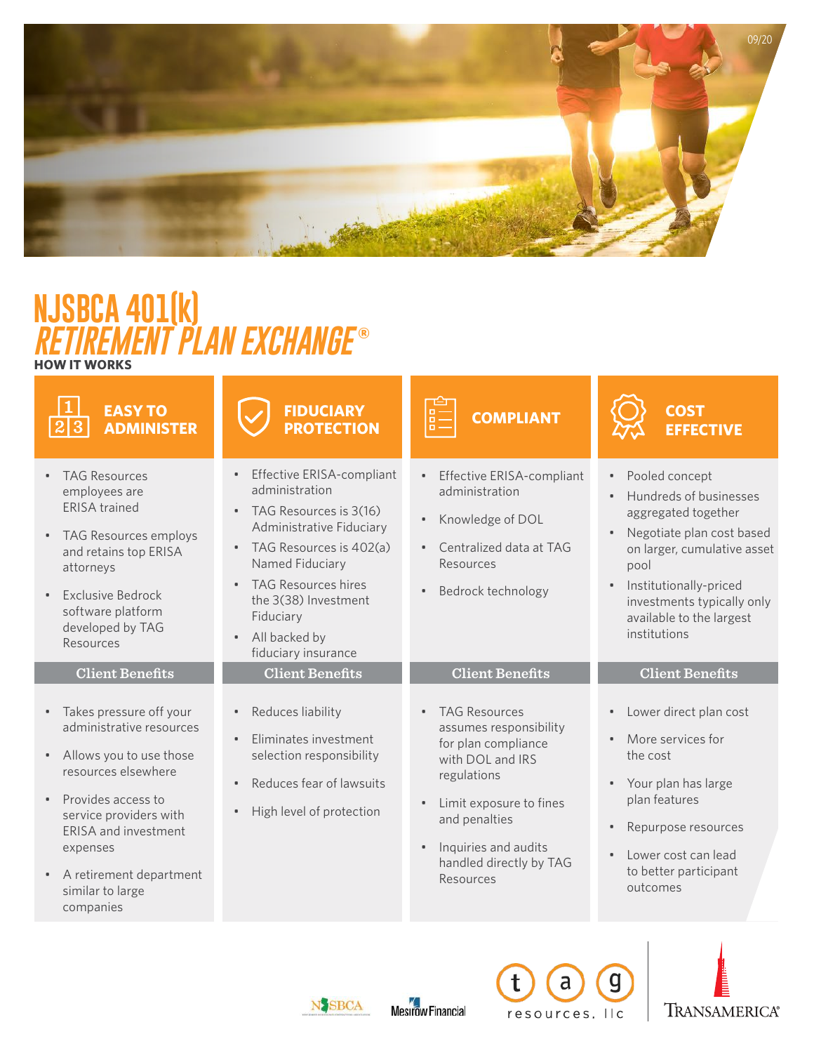# NJSBCA 401(k) *RETIREMENT PLAN EXCHANGE®*

**HOW IT WORKS**

## EASY TO ADMINISTER

- TAG Resources employees are ERISA trained
- TAG Resources employs and retains top ERISA attorneys
- Exclusive Bedrock software platform developed by TAG Resources

### Client Benefits

- Takes pressure off your administrative resources
- Allows you to use those resources elsewhere
- Provides access to service providers with ERISA and investment expenses
- A retirement department similar to large companies

## FIDUCIARY PROTECTION

- Effective ERISA-compliant administration
- TAG Resources is 3(16) Administrative Fiduciary
- TAG Resources is 402(a) Named Fiduciary
- TAG Resources hires the 3(38) Investment Fiduciary
- All backed by fiduciary insurance

### Client Benefits

- Reduces liability
- Eliminates investment selection responsibility
- Reduces fear of lawsuits
- High level of protection

## COMPLIANT

- Effective ERISA-compliant administration
- Knowledge of DOL
- Centralized data at TAG Resources
- Bedrock technology

### Client Benefits

- TAG Resources assumes responsibility for plan compliance with DOL and IRS regulations
- Limit exposure to fines and penalties
- Inquiries and audits handled directly by TAG Resources

## COST EFFECTIVE

- Pooled concept
- Hundreds of businesses aggregated together
- Negotiate plan cost based on larger, cumulative asset pool
- Institutionally-priced investments typically only available to the largest institutions

### Client Benefits

- Lower direct plan cost
- More services for the cost
- Your plan has large plan features
- Repurpose resources
- Lower cost can lead to better participant outcomes

NJSBCA | Mesirow Financial | tag resources, llc | TRANSAMERICA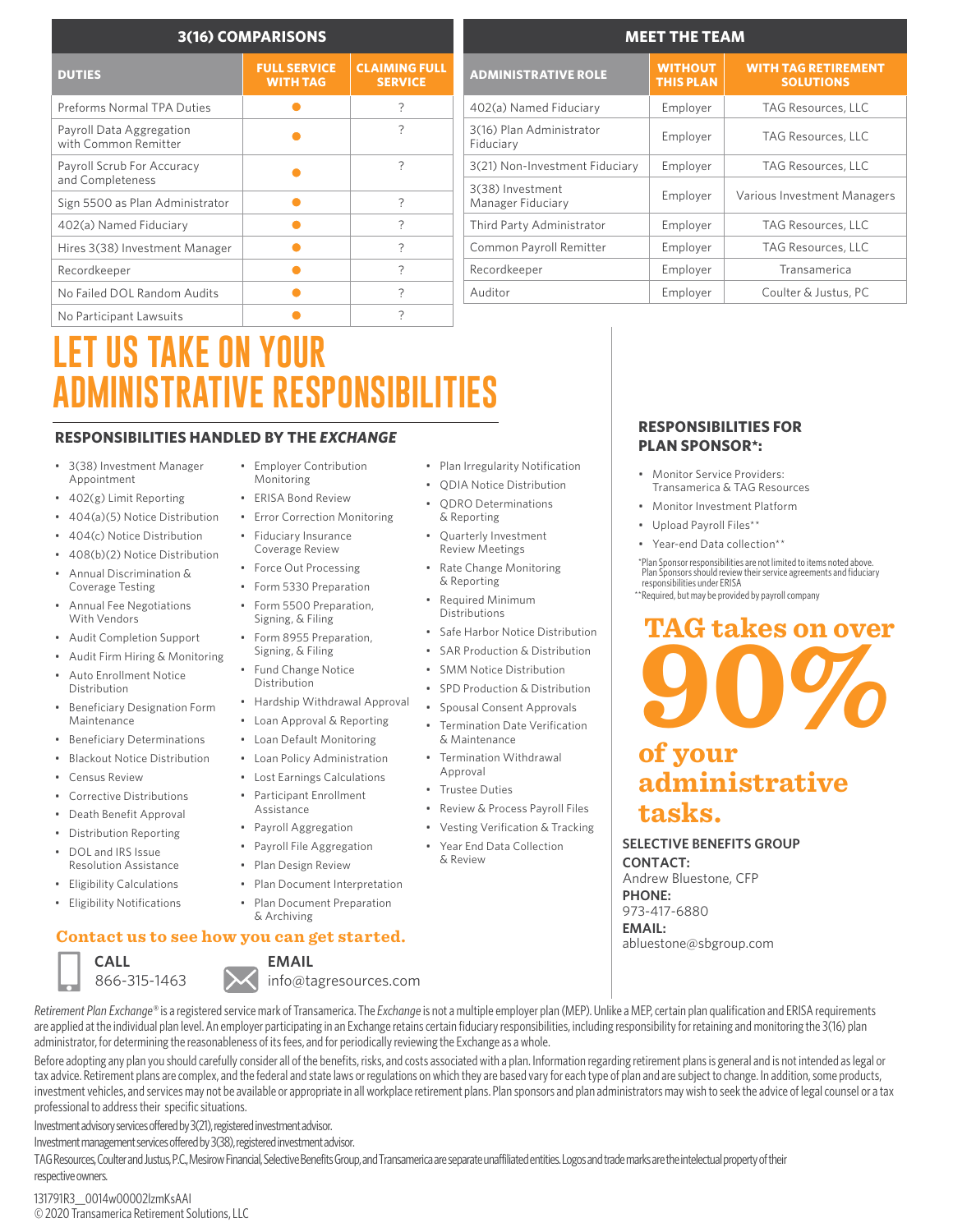## 3(16) COMPARISONS

| DUTIES | FULL SERVICE WITH TAG | CLAIMING FULL SERVICE |
|---|---|---|
| Preforms Normal TPA Duties | ● | ? |
| Payroll Data Aggregation with Common Remitter | ● | ? |
| Payroll Scrub For Accuracy and Completeness | ● | ? |
| Sign 5500 as Plan Administrator | ● | ? |
| 402(a) Named Fiduciary | ● | ? |
| Hires 3(38) Investment Manager | ● | ? |
| Recordkeeper | ● | ? |
| No Failed DOL Random Audits | ● | ? |
| No Participant Lawsuits | ● | ? |

## MEET THE TEAM

| ADMINISTRATIVE ROLE | WITHOUT THIS PLAN | WITH TAG RETIREMENT SOLUTIONS |
|---|---|---|
| 402(a) Named Fiduciary | Employer | TAG Resources, LLC |
| 3(16) Plan Administrator Fiduciary | Employer | TAG Resources, LLC |
| 3(21) Non-Investment Fiduciary | Employer | TAG Resources, LLC |
| 3(38) Investment Manager Fiduciary | Employer | Various Investment Managers |
| Third Party Administrator | Employer | TAG Resources, LLC |
| Common Payroll Remitter | Employer | TAG Resources, LLC |
| Recordkeeper | Employer | Transamerica |
| Auditor | Employer | Coulter & Justus, PC |

# LET US TAKE ON YOUR ADMINISTRATIVE RESPONSIBILITIES

### RESPONSIBILITIES HANDLED BY THE *EXCHANGE*

- 3(38) Investment Manager Appointment
- 402(g) Limit Reporting
- 404(a)(5) Notice Distribution
- 404(c) Notice Distribution
- 408(b)(2) Notice Distribution
- Annual Discrimination & Coverage Testing
- Annual Fee Negotiations With Vendors
- Audit Completion Support
- Audit Firm Hiring & Monitoring
- Auto Enrollment Notice Distribution
- Beneficiary Designation Form Maintenance
- Beneficiary Determinations
- Blackout Notice Distribution
- Census Review
- Corrective Distributions
- Death Benefit Approval
- Distribution Reporting
- DOL and IRS Issue Resolution Assistance
- Eligibility Calculations
- Eligibility Notifications
- Employer Contribution Monitoring
- ERISA Bond Review
- Error Correction Monitoring
- Fiduciary Insurance Coverage Review
- Force Out Processing
- Form 5330 Preparation
- Form 5500 Preparation, Signing, & Filing
- Form 8955 Preparation, Signing, & Filing
- Fund Change Notice Distribution
- Hardship Withdrawal Approval
- Loan Approval & Reporting
- Loan Default Monitoring
- Loan Policy Administration
- Lost Earnings Calculations
- Participant Enrollment Assistance
- Payroll Aggregation
- Payroll File Aggregation
- Plan Design Review
- Plan Document Interpretation
- Plan Document Preparation & Archiving
- Plan Irregularity Notification
- QDIA Notice Distribution
- QDRO Determinations & Reporting
- Quarterly Investment Review Meetings
- Rate Change Monitoring & Reporting
- Required Minimum Distributions
- Safe Harbor Notice Distribution
- SAR Production & Distribution
- SMM Notice Distribution
- SPD Production & Distribution
- Spousal Consent Approvals
- Termination Date Verification & Maintenance
- Termination Withdrawal Approval
- Trustee Duties
- Review & Process Payroll Files
- Vesting Verification & Tracking
- Year End Data Collection & Review

**Contact us to see how you can get started.**

**CALL**
866-315-1463

**EMAIL**
info@tagresources.com

### RESPONSIBILITIES FOR PLAN SPONSOR*:

- Monitor Service Providers: Transamerica & TAG Resources
- Monitor Investment Platform
- Upload Payroll Files**
- Year-end Data collection**

*Plan Sponsor responsibilities are not limited to items noted above. Plan Sponsors should review their service agreements and fiduciary responsibilities under ERISA

**Required, but may be provided by payroll company

**TAG takes on over 90% of your administrative tasks.**

**SELECTIVE BENEFITS GROUP**
**CONTACT:**
Andrew Bluestone, CFP
**PHONE:**
973-417-6880
**EMAIL:**
abluestone@sbgroup.com

*Retirement Plan Exchange*® is a registered service mark of Transamerica. The *Exchange* is not a multiple employer plan (MEP). Unlike a MEP, certain plan qualification and ERISA requirements are applied at the individual plan level. An employer participating in an Exchange retains certain fiduciary responsibilities, including responsibility for retaining and monitoring the 3(16) plan administrator, for determining the reasonableness of its fees, and for periodically reviewing the Exchange as a whole.

Before adopting any plan you should carefully consider all of the benefits, risks, and costs associated with a plan. Information regarding retirement plans is general and is not intended as legal or tax advice. Retirement plans are complex, and the federal and state laws or regulations on which they are based vary for each type of plan and are subject to change. In addition, some products, investment vehicles, and services may not be available or appropriate in all workplace retirement plans. Plan sponsors and plan administrators may wish to seek the advice of legal counsel or a tax professional to address their specific situations.

Investment advisory services offered by 3(21), registered investment advisor.

Investment management services offered by 3(38), registered investment advisor.

TAG Resources, Coulter and Justus, P.C., Mesirow Financial, Selective Benefits Group, and Transamerica are separate unaffiliated entities. Logos and trade marks are the intelectual property of their respective owners.

131791R3__0014w00002lzmKsAAI
© 2020 Transamerica Retirement Solutions, LLC